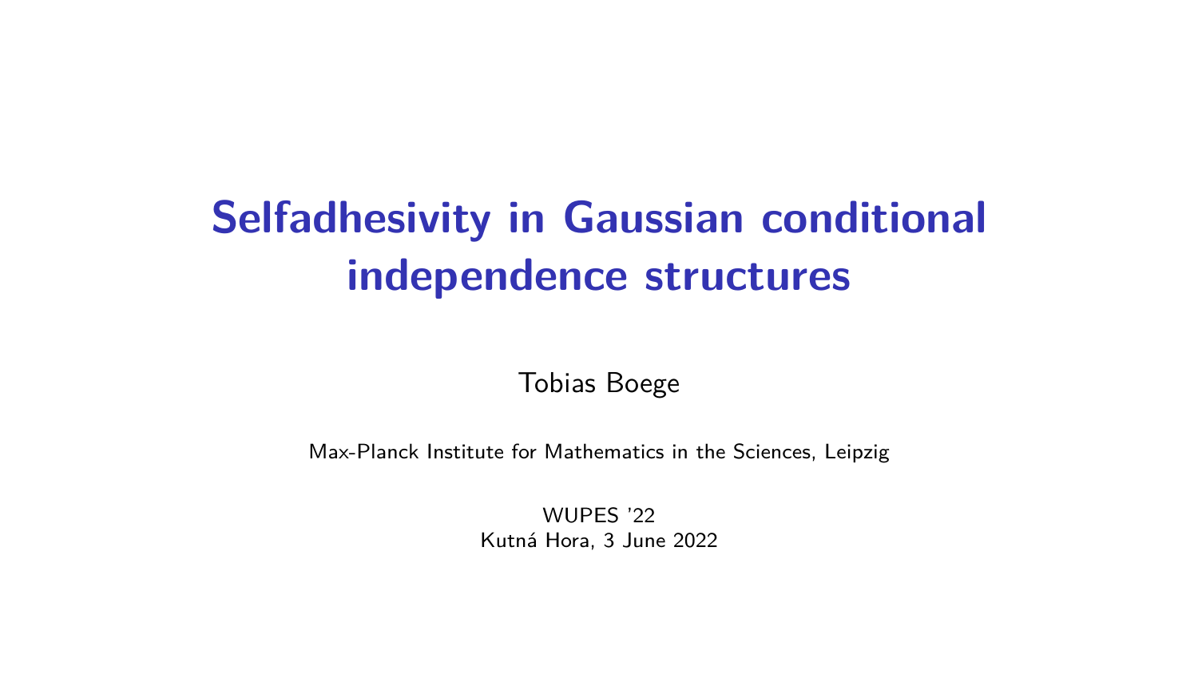# Selfadhesivity in Gaussian conditional independence structures

Tobias Boege

Max-Planck Institute for Mathematics in the Sciences, Leipzig

WUPES '22
Kutná Hora, 3 June 2022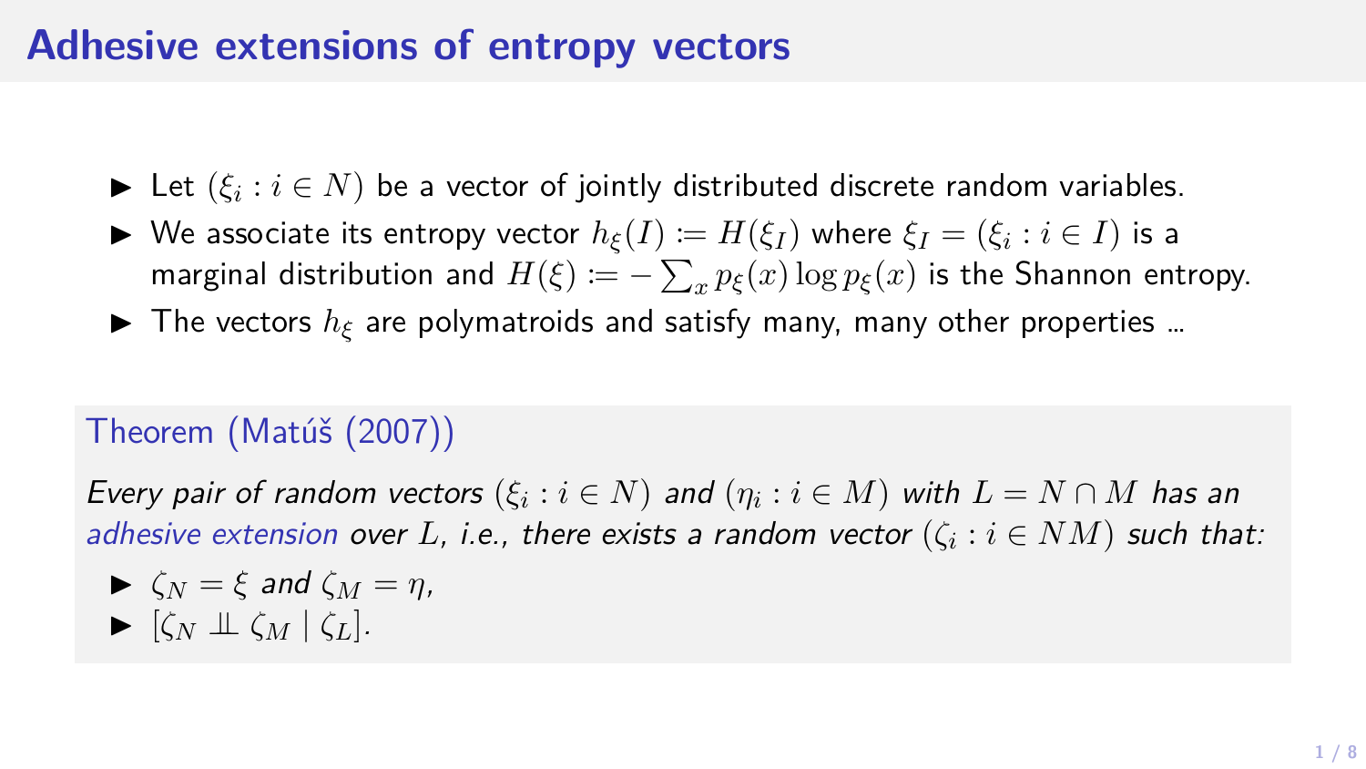# Adhesive extensions of entropy vectors

- Let $(\xi_i : i \in N)$ be a vector of jointly distributed discrete random variables.
- We associate its entropy vector $h_\xi(I) \coloneqq H(\xi_I)$ where $\xi_I = (\xi_i : i \in I)$ is a marginal distribution and $H(\xi) \coloneqq -\sum_x p_\xi(x) \log p_\xi(x)$ is the Shannon entropy.
- The vectors $h_\xi$ are polymatroids and satisfy many, many other properties ...

**Theorem (Matúš (2007))**

*Every pair of random vectors $(\xi_i : i \in N)$ and $(\eta_i : i \in M)$ with $L = N \cap M$ has an adhesive extension over $L$, i.e., there exists a random vector $(\zeta_i : i \in NM)$ such that:*

- $\zeta_N = \xi$ *and* $\zeta_M = \eta$,
- $[\zeta_N \perp\!\!\!\perp \zeta_M \mid \zeta_L]$.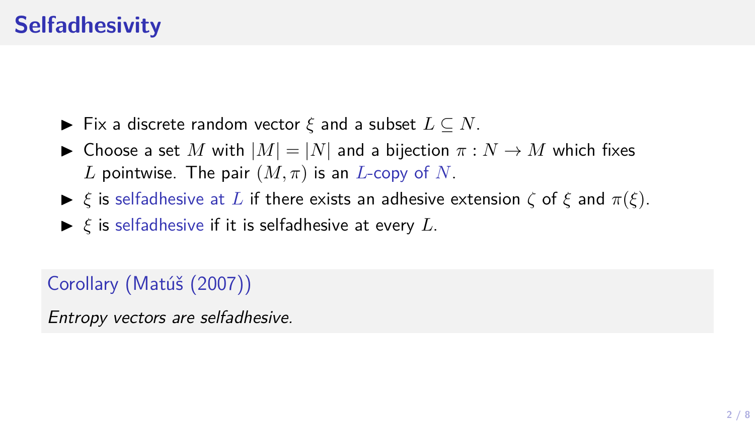# Selfadhesivity

- Fix a discrete random vector $\xi$ and a subset $L \subseteq N$.
- Choose a set $M$ with $|M| = |N|$ and a bijection $\pi : N \to M$ which fixes $L$ pointwise. The pair $(M, \pi)$ is an $L$-copy of $N$.
- $\xi$ is selfadhesive at $L$ if there exists an adhesive extension $\zeta$ of $\xi$ and $\pi(\xi)$.
- $\xi$ is selfadhesive if it is selfadhesive at every $L$.

**Corollary (Matúš (2007))**

*Entropy vectors are selfadhesive.*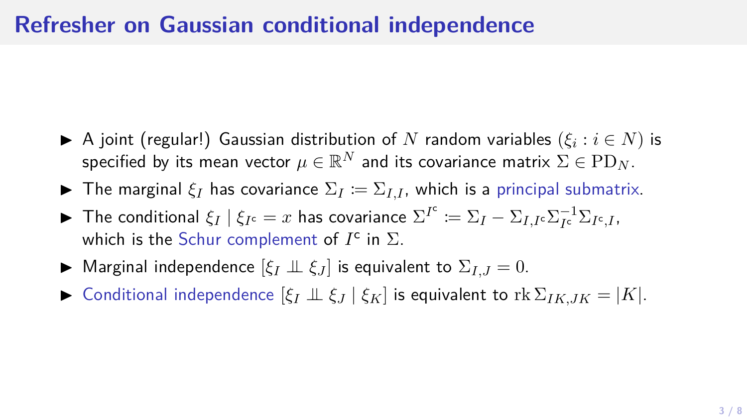# Refresher on Gaussian conditional independence

- A joint (regular!) Gaussian distribution of $N$ random variables $(\xi_i : i \in N)$ is specified by its mean vector $\mu \in \mathbb{R}^N$ and its covariance matrix $\Sigma \in \mathrm{PD}_N$.
- The marginal $\xi_I$ has covariance $\Sigma_I \coloneqq \Sigma_{I,I}$, which is a principal submatrix.
- The conditional $\xi_I \mid \xi_{I^\mathsf{c}} = x$ has covariance $\Sigma^{I^\mathsf{c}} \coloneqq \Sigma_I - \Sigma_{I,I^\mathsf{c}} \Sigma_{I^\mathsf{c}}^{-1} \Sigma_{I^\mathsf{c},I}$, which is the Schur complement of $I^\mathsf{c}$ in $\Sigma$.
- Marginal independence $[\xi_I \perp\!\!\!\perp \xi_J]$ is equivalent to $\Sigma_{I,J} = 0$.
- Conditional independence $[\xi_I \perp\!\!\!\perp \xi_J \mid \xi_K]$ is equivalent to $\mathrm{rk}\, \Sigma_{IK,JK} = |K|$.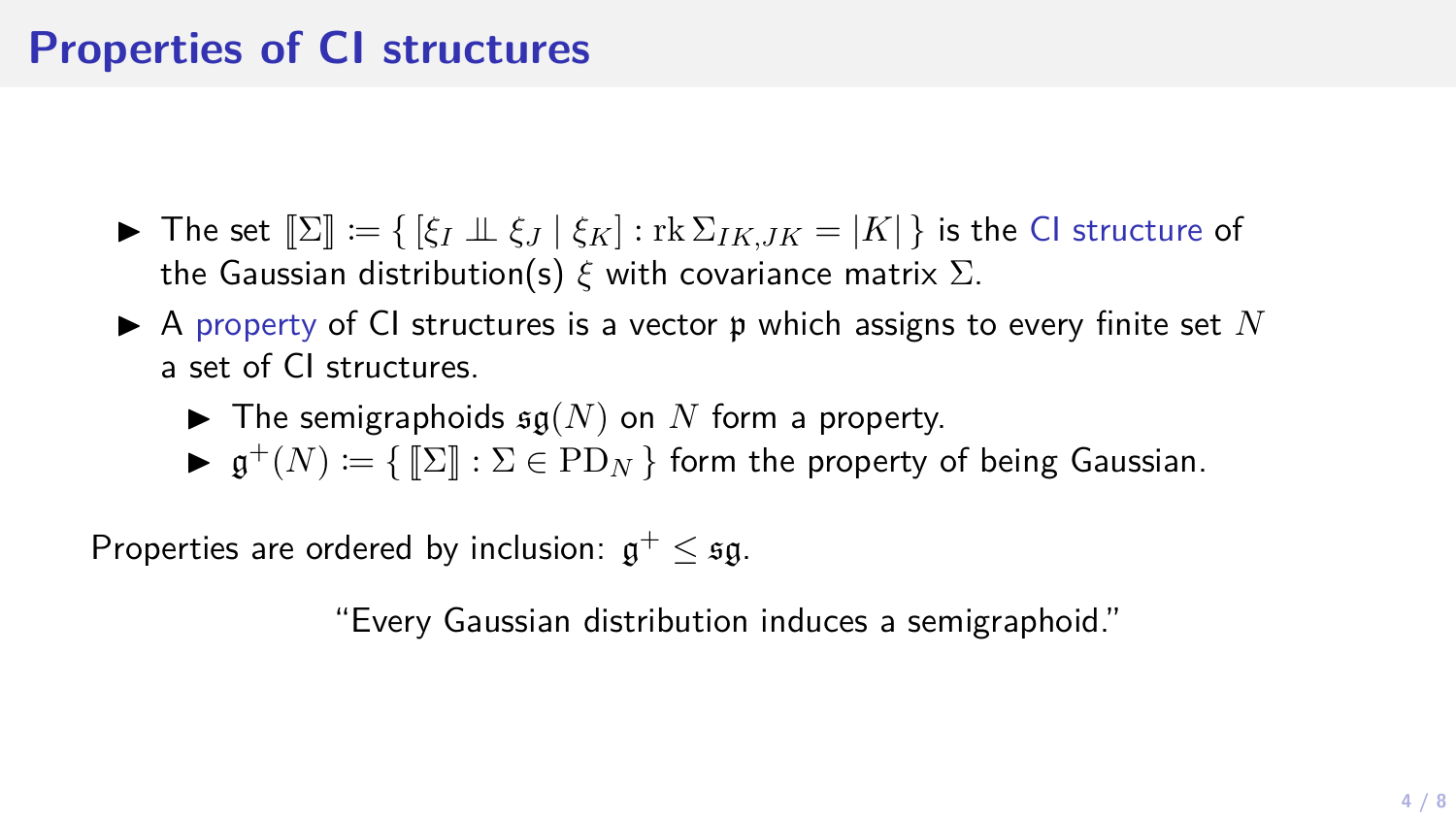# Properties of CI structures

- The set $[\![\Sigma]\!] := \{ [\xi_I \perp\!\!\!\perp \xi_J \mid \xi_K] : \operatorname{rk} \Sigma_{IK,JK} = |K| \}$ is the CI structure of the Gaussian distribution(s) $\xi$ with covariance matrix $\Sigma$.
- A property of CI structures is a vector $\mathfrak{p}$ which assigns to every finite set $N$ a set of CI structures.
  - The semigraphoids $\mathfrak{sg}(N)$ on $N$ form a property.
  - $\mathfrak{g}^+(N) := \{ [\![\Sigma]\!] : \Sigma \in \mathrm{PD}_N \}$ form the property of being Gaussian.

Properties are ordered by inclusion: $\mathfrak{g}^+ \leq \mathfrak{sg}$.

"Every Gaussian distribution induces a semigraphoid."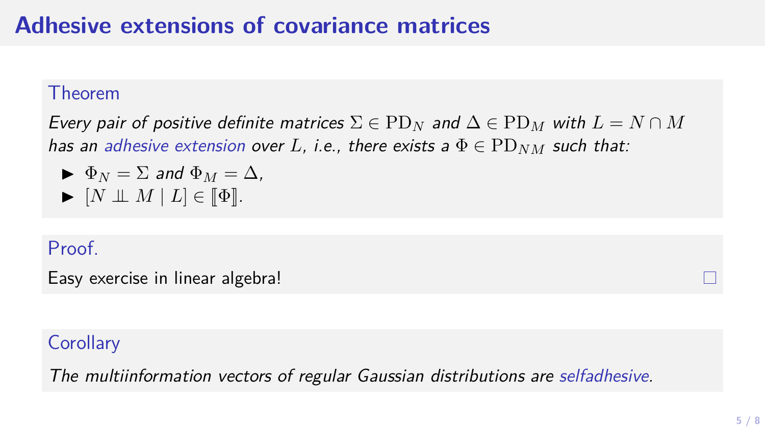# Adhesive extensions of covariance matrices

**Theorem**

*Every pair of positive definite matrices $\Sigma \in \mathrm{PD}_N$ and $\Delta \in \mathrm{PD}_M$ with $L = N \cap M$ has an adhesive extension over $L$, i.e., there exists a $\Phi \in \mathrm{PD}_{NM}$ such that:*

- $\Phi_N = \Sigma$ *and* $\Phi_M = \Delta$,
- $[N \perp\!\!\!\perp M \mid L] \in [\![\Phi]\!]$.

**Proof.**

Easy exercise in linear algebra! □

**Corollary**

*The multiinformation vectors of regular Gaussian distributions are selfadhesive.*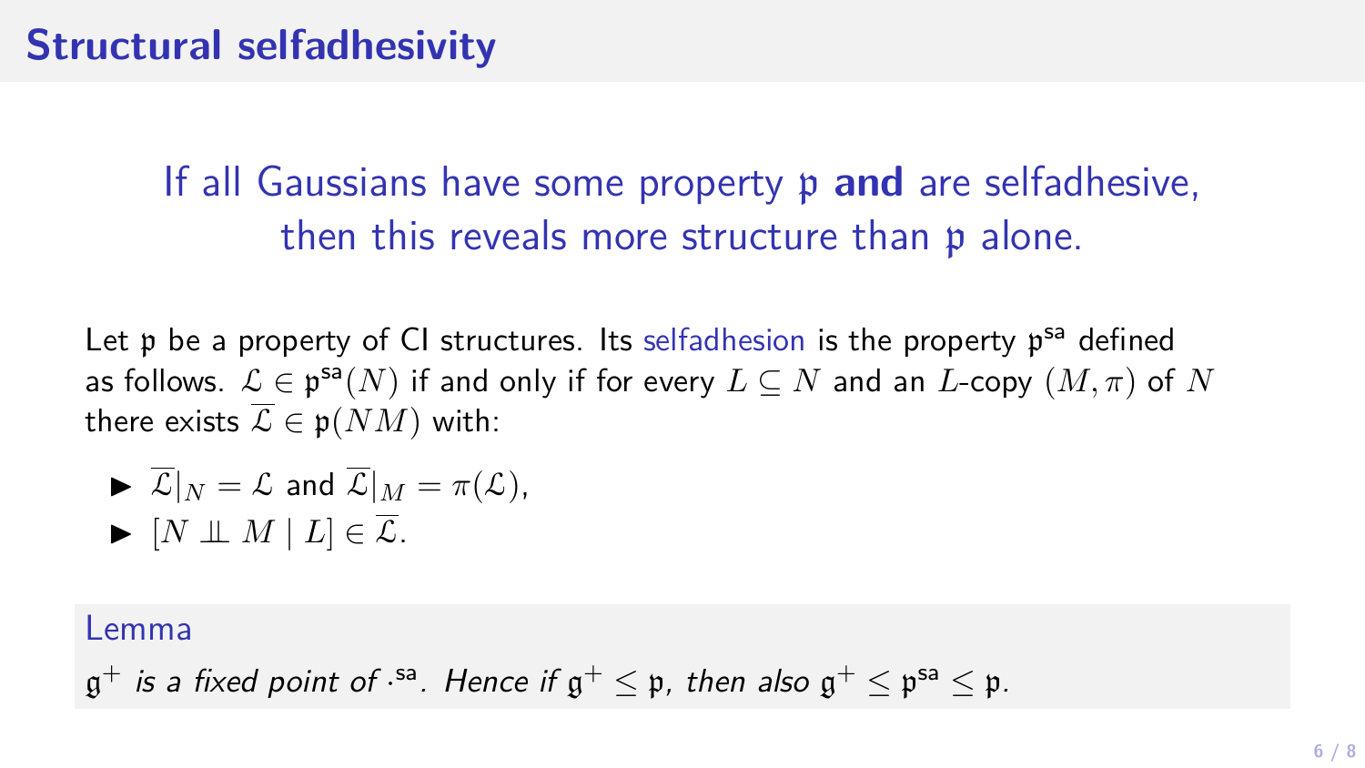# Structural selfadhesivity

If all Gaussians have some property $\mathfrak{p}$ **and** are selfadhesive, then this reveals more structure than $\mathfrak{p}$ alone.

Let $\mathfrak{p}$ be a property of CI structures. Its selfadhesion is the property $\mathfrak{p}^{\mathsf{sa}}$ defined as follows. $\mathcal{L} \in \mathfrak{p}^{\mathsf{sa}}(N)$ if and only if for every $L \subseteq N$ and an $L$-copy $(M, \pi)$ of $N$ there exists $\overline{\mathcal{L}} \in \mathfrak{p}(NM)$ with:

- $\overline{\mathcal{L}}|_N = \mathcal{L}$ and $\overline{\mathcal{L}}|_M = \pi(\mathcal{L})$,
- $[N \perp\!\!\!\perp M \mid L] \in \overline{\mathcal{L}}$.

**Lemma**

*$\mathfrak{g}^+$ is a fixed point of $\cdot^{\mathsf{sa}}$. Hence if $\mathfrak{g}^+ \leq \mathfrak{p}$, then also $\mathfrak{g}^+ \leq \mathfrak{p}^{\mathsf{sa}} \leq \mathfrak{p}$.*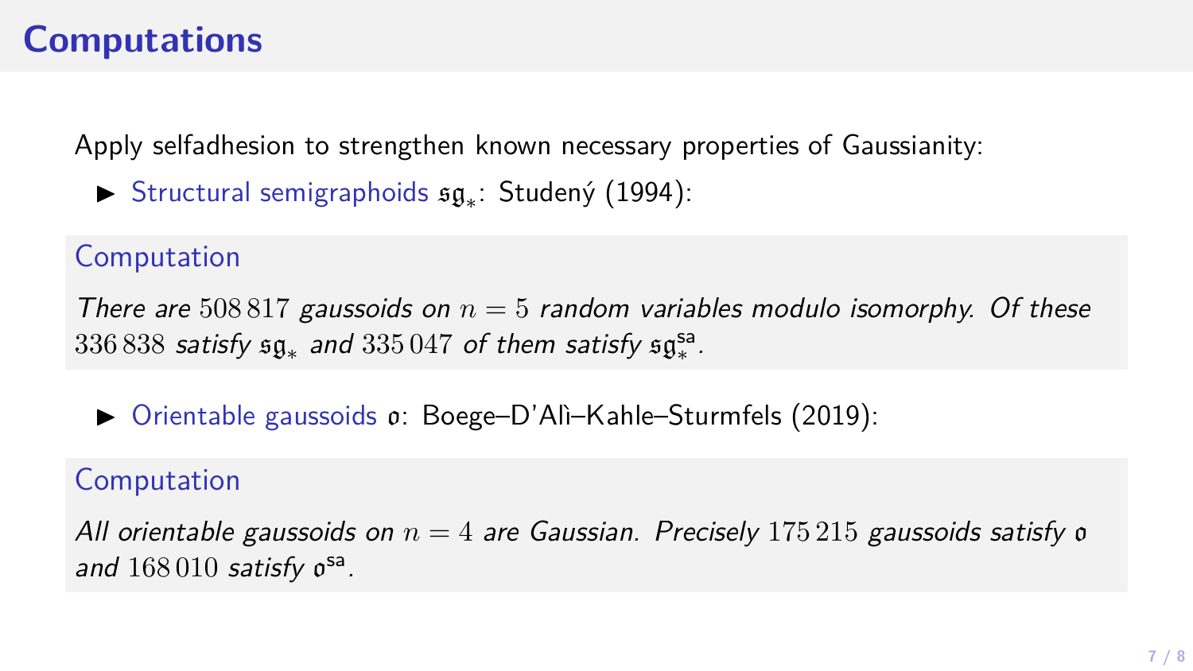# Computations

Apply selfadhesion to strengthen known necessary properties of Gaussianity:

- Structural semigraphoids $\mathfrak{sg}_*$: Studený (1994):

### Computation

*There are* $508\,817$ *gaussoids on* $n = 5$ *random variables modulo isomorphy. Of these* $336\,838$ *satisfy* $\mathfrak{sg}_*$ *and* $335\,047$ *of them satisfy* $\mathfrak{sg}_*^{\mathsf{sa}}$*.*

- Orientable gaussoids $\mathfrak{o}$: Boege–D'Alì–Kahle–Sturmfels (2019):

### Computation

*All orientable gaussoids on* $n = 4$ *are Gaussian. Precisely* $175\,215$ *gaussoids satisfy* $\mathfrak{o}$ *and* $168\,010$ *satisfy* $\mathfrak{o}^{\mathsf{sa}}$*.*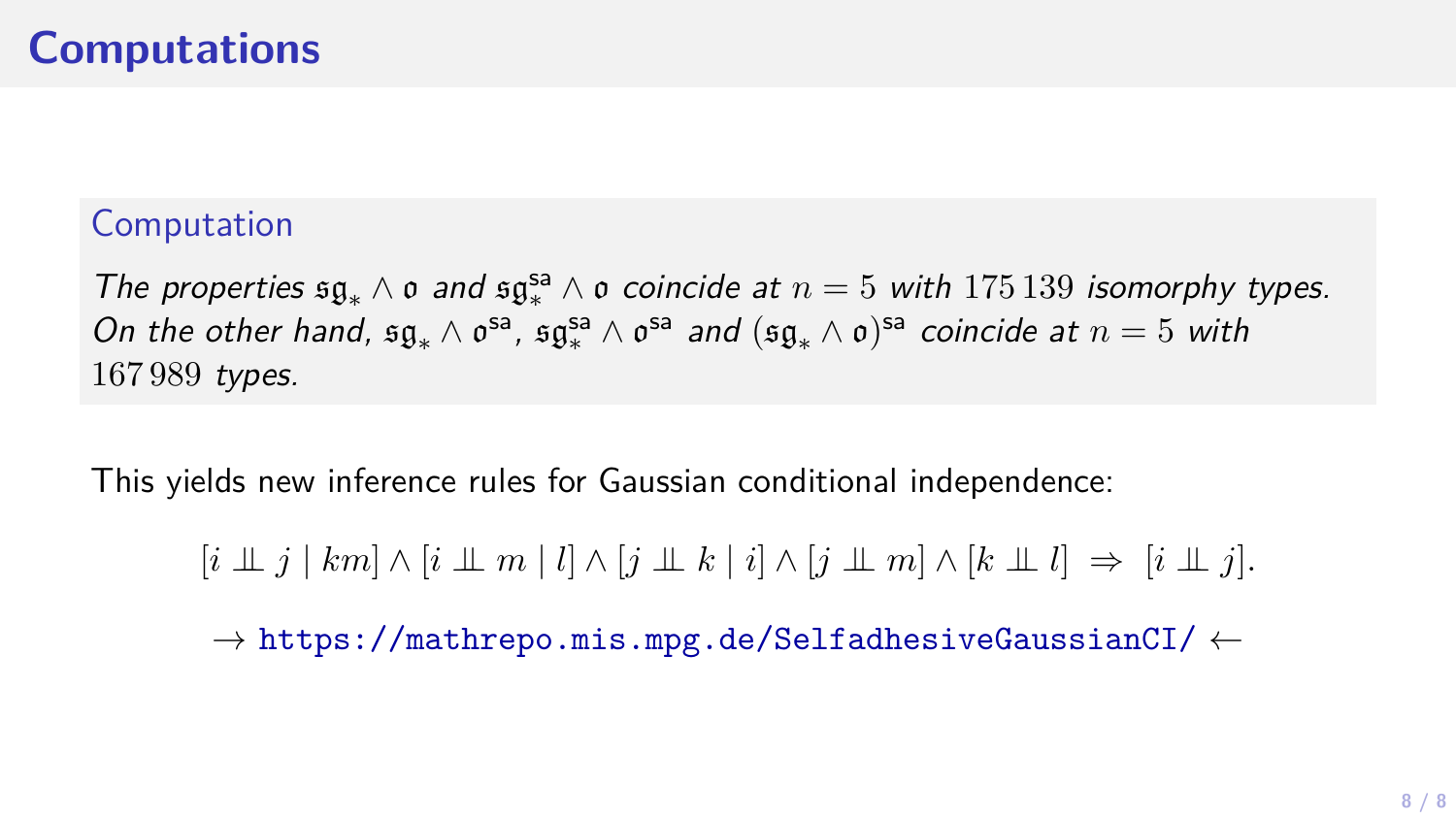# Computations

### Computation

*The properties $\mathfrak{sg}_* \wedge \mathfrak{o}$ and $\mathfrak{sg}_*^{\mathsf{sa}} \wedge \mathfrak{o}$ coincide at $n = 5$ with $175\,139$ isomorphy types. On the other hand, $\mathfrak{sg}_* \wedge \mathfrak{o}^{\mathsf{sa}}$, $\mathfrak{sg}_*^{\mathsf{sa}} \wedge \mathfrak{o}^{\mathsf{sa}}$ and $(\mathfrak{sg}_* \wedge \mathfrak{o})^{\mathsf{sa}}$ coincide at $n = 5$ with $167\,989$ types.*

This yields new inference rules for Gaussian conditional independence:

$$[i \perp\!\!\!\perp j \mid km] \wedge [i \perp\!\!\!\perp m \mid l] \wedge [j \perp\!\!\!\perp k \mid i] \wedge [j \perp\!\!\!\perp m] \wedge [k \perp\!\!\!\perp l] \;\Rightarrow\; [i \perp\!\!\!\perp j].$$

$\rightarrow$ https://mathrepo.mis.mpg.de/SelfadhesiveGaussianCI/ $\leftarrow$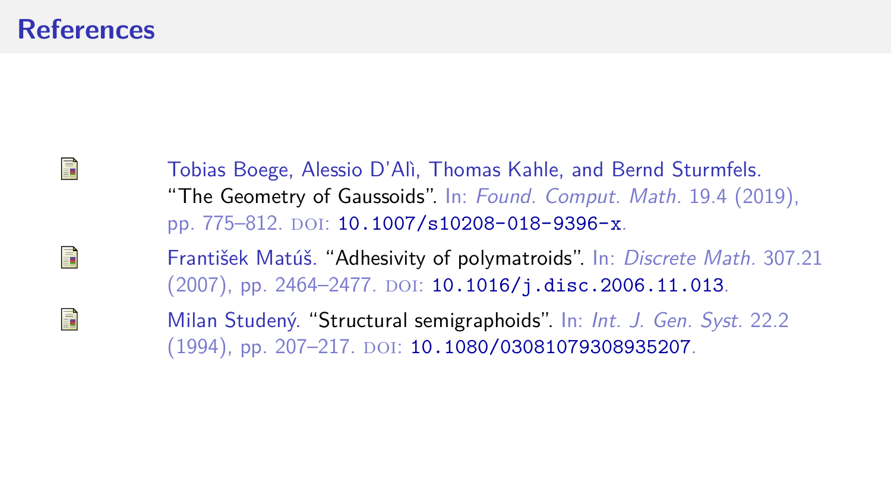# References

- Tobias Boege, Alessio D'Alì, Thomas Kahle, and Bernd Sturmfels. "The Geometry of Gaussoids". In: *Found. Comput. Math.* 19.4 (2019), pp. 775–812. DOI: 10.1007/s10208-018-9396-x.
- František Matúš. "Adhesivity of polymatroids". In: *Discrete Math.* 307.21 (2007), pp. 2464–2477. DOI: 10.1016/j.disc.2006.11.013.
- Milan Studený. "Structural semigraphoids". In: *Int. J. Gen. Syst.* 22.2 (1994), pp. 207–217. DOI: 10.1080/03081079308935207.